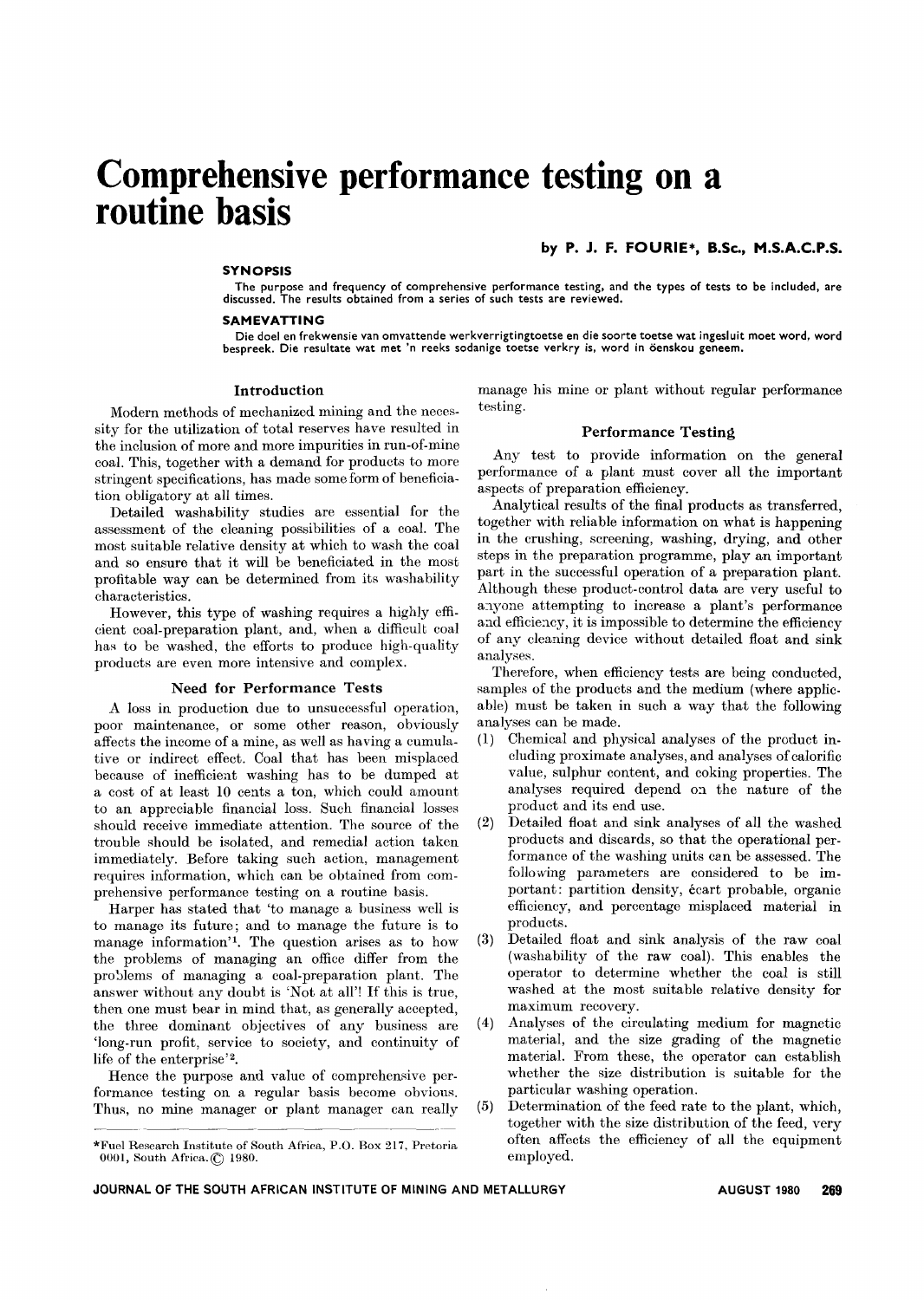# Comprehensive performance testing on a routine basis

**by P. J. F. FOURIE\*, B.Sc., M.S.A.C.P.S.**

### SYNOPSIS

The purpose and frequency of comprehensive performance testing, and the types of tests to be included, are discussed. The results obtained from a series of such tests are reviewed.

### SAMEVATTING

Die doel en frekwensie van omvattende werkverrigtingtoetse en die soorte toetse wat ingesluit moet word, word bespreek. Die resultate wat met 'n reeks sodanige toetse verkry is, word in öenskou geneem.

## Introduction

Modern methods of mechanized mining and the necessity for the utilization of total reserves have resulted in the inclusion of more and more impurities in run-of-mine coal. This, together with a demand for products to more stringent specifications, has made some form of beneficiation obligatory at all times.

Detailed washability studies are essential for the assessment of the cleaning possibilities of a coal. The most suitable relative density at which to wash the coal and so ensure that it will be beneficiated in the most profitable way can be determined from its washability characteristics.

However, this type of washing requires a highly efficient coal-preparation plant, and, when a difficult coal has to be washed, the efforts to produce high-quality products are even more intensive and complex.

## Need for Performance Tests

A loss in production due to unsuccessful operation, poor maintenance, or some other reason, obviously affects the income of a mine, as well as having a cumulative or indirect effect. Coal that has been misplaced because of inefficient washing has to be dumped at a cost of at least 10 cents a ton, which could amount to an appreciable financial loss. Such financial losses should receive immediate attention. The source of the trouble should be isolated, and remedial action taken immediately. Before taking such action, management requires information, which can be obtained from comprehensive performance testing on a routine basis.

Harper has stated that 'to manage a business well is to manage its future; and to manage the future is to manage information'[1]. The question arises as to how the problems of managing an office differ from the problems of managing a coal-preparation plant. The answer without any doubt is 'Not at all'! If this is true, then one must bear in mind that, as generally accepted, the three dominant objectives of any business are 'long-run profit, service to society, and continuity of life of the enterprise'[2].

Hence the purpose and value of comprehensive performance testing on a regular basis become obvious. Thus, no mine manager or plant manager can really manage his mine or plant without regular performance testing.

## Performance Testing

Any test to provide information on the general performance of a plant must cover all the important aspects of preparation efficiency.

Analytical results of the final products as transferred, together with reliable information on what is happening in the crushing, screening, washing, drying, and other steps in the preparation programme, play an important part in the successful operation of a preparation plant. Although these product-control data are very useful to anyone attempting to increase a plant's performance and efficiency, it is impossible to determine the efficiency of any cleaning device without detailed float and sink analyses.

Therefore, when efficiency tests are being conducted, samples of the products and the medium (where applicable) must be taken in such a way that the following analyses can be made.

(1) Chemical and physical analyses of the product including proximate analyses, and analyses of calorific value, sulphur content, and coking properties. The analyses required depend on the nature of the product and its end use.
(2) Detailed float and sink analyses of all the washed products and discards, so that the operational performance of the washing units can be assessed. The following parameters are considered to be important: partition density, écart probable, organic efficiency, and percentage misplaced material in products.
(3) Detailed float and sink analysis of the raw coal (washability of the raw coal). This enables the operator to determine whether the coal is still washed at the most suitable relative density for maximum recovery.
(4) Analyses of the circulating medium for magnetic material, and the size grading of the magnetic material. From these, the operator can establish whether the size distribution is suitable for the particular washing operation.
(5) Determination of the feed rate to the plant, which, together with the size distribution of the feed, very often affects the efficiency of all the equipment employed.

\*Fuel Research Institute of South Africa, P.O. Box 217, Pretoria 0001, South Africa. © 1980.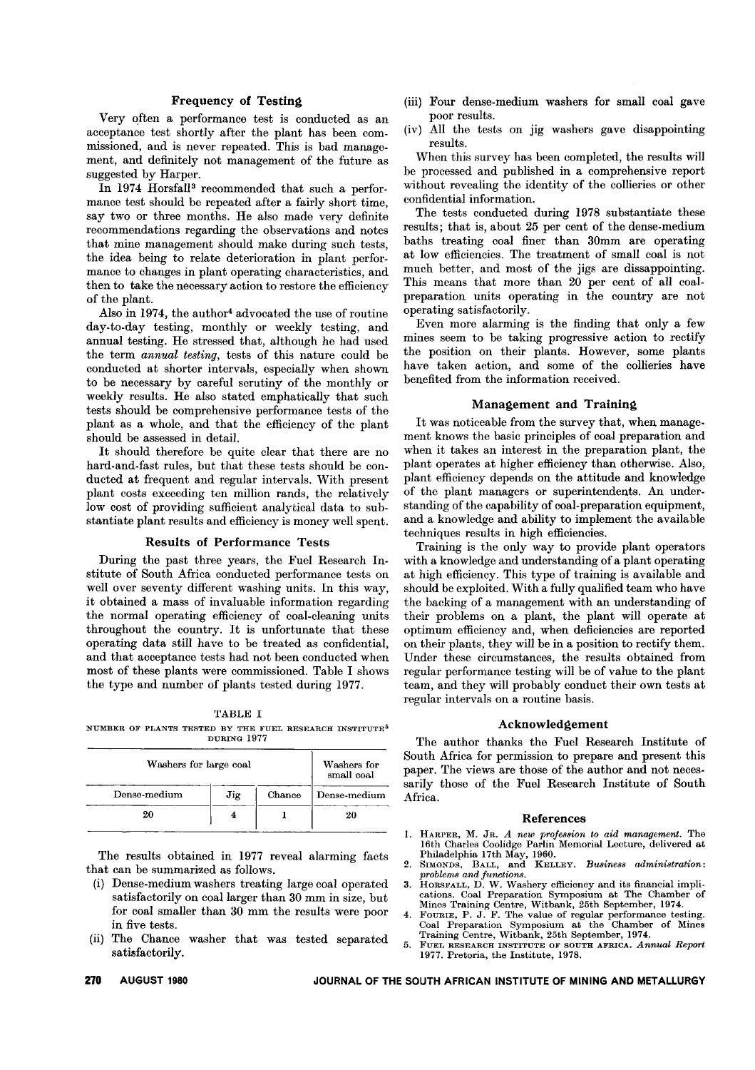## Frequency of Testing

Very often a performance test is conducted as an acceptance test shortly after the plant has been commissioned, and is never repeated. This is bad management, and definitely not management of the future as suggested by Harper.

In 1974 Horsfall[3] recommended that such a performance test should be repeated after a fairly short time, say two or three months. He also made very definite recommendations regarding the observations and notes that mine management should make during such tests, the idea being to relate deterioration in plant performance to changes in plant operating characteristics, and then to take the necessary action to restore the efficiency of the plant.

Also in 1974, the author[4] advocated the use of routine day-to-day testing, monthly or weekly testing, and annual testing. He stressed that, although he had used the term *annual testing*, tests of this nature could be conducted at shorter intervals, especially when shown to be necessary by careful scrutiny of the monthly or weekly results. He also stated emphatically that such tests should be comprehensive performance tests of the plant as a whole, and that the efficiency of the plant should be assessed in detail.

It should therefore be quite clear that there are no hard-and-fast rules, but that these tests should be conducted at frequent and regular intervals. With present plant costs exceeding ten million rands, the relatively low cost of providing sufficient analytical data to substantiate plant results and efficiency is money well spent.

## Results of Performance Tests

During the past three years, the Fuel Research Institute of South Africa conducted performance tests on well over seventy different washing units. In this way, it obtained a mass of invaluable information regarding the normal operating efficiency of coal-cleaning units throughout the country. It is unfortunate that these operating data still have to be treated as confidential, and that acceptance tests had not been conducted when most of these plants were commissioned. Table I shows the type and number of plants tested during 1977.

TABLE I
NUMBER OF PLANTS TESTED BY THE FUEL RESEARCH INSTITUTE[5] DURING 1977

| Washers for large coal | | | Washers for small coal |
|---|---|---|---|
| Dense-medium | Jig | Chance | Dense-medium |
| 20 | 4 | 1 | 20 |

The results obtained in 1977 reveal alarming facts that can be summarized as follows.

(i) Dense-medium washers treating large coal operated satisfactorily on coal larger than 30 mm in size, but for coal smaller than 30 mm the results were poor in five tests.

(ii) The Chance washer that was tested separated satisfactorily.

(iii) Four dense-medium washers for small coal gave poor results.

(iv) All the tests on jig washers gave disappointing results.

When this survey has been completed, the results will be processed and published in a comprehensive report without revealing the identity of the collieries or other confidential information.

The tests conducted during 1978 substantiate these results; that is, about 25 per cent of the dense-medium baths treating coal finer than 30mm are operating at low efficiencies. The treatment of small coal is not much better, and most of the jigs are dissappointing. This means that more than 20 per cent of all coal-preparation units operating in the country are not operating satisfactorily.

Even more alarming is the finding that only a few mines seem to be taking progressive action to rectify the position on their plants. However, some plants have taken action, and some of the collieries have benefited from the information received.

## Management and Training

It was noticeable from the survey that, when management knows the basic principles of coal preparation and when it takes an interest in the preparation plant, the plant operates at higher efficiency than otherwise. Also, plant efficiency depends on the attitude and knowledge of the plant managers or superintendents. An understanding of the capability of coal-preparation equipment, and a knowledge and ability to implement the available techniques results in high efficiencies.

Training is the only way to provide plant operators with a knowledge and understanding of a plant operating at high efficiency. This type of training is available and should be exploited. With a fully qualified team who have the backing of a management with an understanding of their problems on a plant, the plant will operate at optimum efficiency and, when deficiencies are reported on their plants, they will be in a position to rectify them. Under these circumstances, the results obtained from regular performance testing will be of value to the plant team, and they will probably conduct their own tests at regular intervals on a routine basis.

## Acknowledgement

The author thanks the Fuel Research Institute of South Africa for permission to prepare and present this paper. The views are those of the author and not necessarily those of the Fuel Research Institute of South Africa.

## References

1. Harper, M. Jr. *A new profession to aid management*. The 16th Charles Coolidge Parlin Memorial Lecture, delivered at Philadelphia 17th May, 1960.
2. Simonds, Ball, and Kelley. *Business administration: problems and functions*.
3. Horsfall, D. W. Washery efficiency and its financial implications. Coal Preparation Symposium at The Chamber of Mines Training Centre, Witbank, 25th September, 1974.
4. Fourie, P. J. F. The value of regular performance testing. Coal Preparation Symposium at the Chamber of Mines Training Centre, Witbank, 25th September, 1974.
5. Fuel Research Institute of South Africa. *Annual Report* 1977. Pretoria, the Institute, 1978.